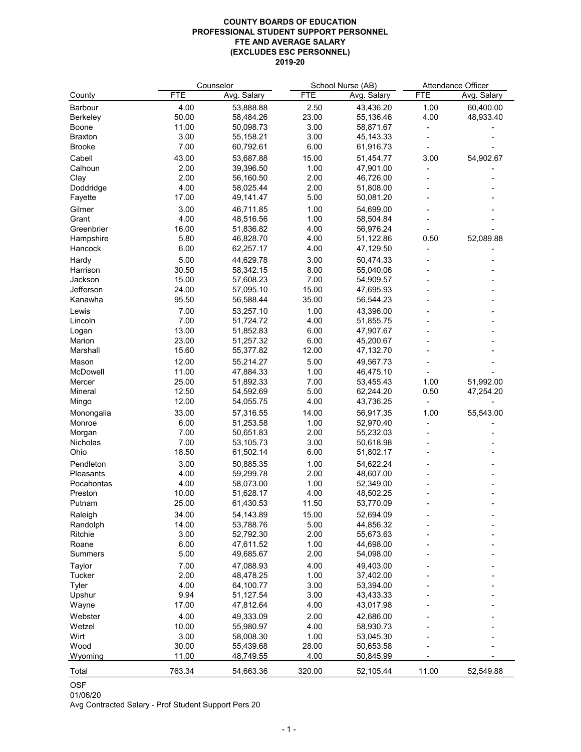**COUNTY BOARDS OF EDUCATION**
**PROFESSIONAL STUDENT SUPPORT PERSONNEL**
**FTE AND AVERAGE SALARY**
**(EXCLUDES ESC PERSONNEL)**
**2019-20**

| | Counselor | | School Nurse (AB) | | Attendance Officer | |
|---|---|---|---|---|---|---|
| County | FTE | Avg. Salary | FTE | Avg. Salary | FTE | Avg. Salary |
| Barbour | 4.00 | 53,888.88 | 2.50 | 43,436.20 | 1.00 | 60,400.00 |
| Berkeley | 50.00 | 58,484.26 | 23.00 | 55,136.46 | 4.00 | 48,933.40 |
| Boone | 11.00 | 50,098.73 | 3.00 | 58,871.67 | - | - |
| Braxton | 3.00 | 55,158.21 | 3.00 | 45,143.33 | - | - |
| Brooke | 7.00 | 60,792.61 | 6.00 | 61,916.73 | - | - |
| Cabell | 43.00 | 53,687.88 | 15.00 | 51,454.77 | 3.00 | 54,902.67 |
| Calhoun | 2.00 | 39,396.50 | 1.00 | 47,901.00 | - | - |
| Clay | 2.00 | 56,160.50 | 2.00 | 46,726.00 | - | - |
| Doddridge | 4.00 | 58,025.44 | 2.00 | 51,808.00 | - | - |
| Fayette | 17.00 | 49,141.47 | 5.00 | 50,081.20 | - | - |
| Gilmer | 3.00 | 46,711.85 | 1.00 | 54,699.00 | - | - |
| Grant | 4.00 | 48,516.56 | 1.00 | 58,504.84 | - | - |
| Greenbrier | 16.00 | 51,836.82 | 4.00 | 56,976.24 | - | - |
| Hampshire | 5.80 | 46,828.70 | 4.00 | 51,122.86 | 0.50 | 52,089.88 |
| Hancock | 6.00 | 62,257.17 | 4.00 | 47,129.50 | - | - |
| Hardy | 5.00 | 44,629.78 | 3.00 | 50,474.33 | - | - |
| Harrison | 30.50 | 58,342.15 | 8.00 | 55,040.06 | - | - |
| Jackson | 15.00 | 57,608.23 | 7.00 | 54,909.57 | - | - |
| Jefferson | 24.00 | 57,095.10 | 15.00 | 47,695.93 | - | - |
| Kanawha | 95.50 | 56,588.44 | 35.00 | 56,544.23 | - | - |
| Lewis | 7.00 | 53,257.10 | 1.00 | 43,396.00 | - | - |
| Lincoln | 7.00 | 51,724.72 | 4.00 | 51,855.75 | - | - |
| Logan | 13.00 | 51,852.83 | 6.00 | 47,907.67 | - | - |
| Marion | 23.00 | 51,257.32 | 6.00 | 45,200.67 | - | - |
| Marshall | 15.60 | 55,377.82 | 12.00 | 47,132.70 | - | - |
| Mason | 12.00 | 55,214.27 | 5.00 | 49,567.73 | - | - |
| McDowell | 11.00 | 47,884.33 | 1.00 | 46,475.10 | - | - |
| Mercer | 25.00 | 51,892.33 | 7.00 | 53,455.43 | 1.00 | 51,992.00 |
| Mineral | 12.50 | 54,592.69 | 5.00 | 62,244.20 | 0.50 | 47,254.20 |
| Mingo | 12.00 | 54,055.75 | 4.00 | 43,736.25 | - | - |
| Monongalia | 33.00 | 57,316.55 | 14.00 | 56,917.35 | 1.00 | 55,543.00 |
| Monroe | 6.00 | 51,253.58 | 1.00 | 52,970.40 | - | - |
| Morgan | 7.00 | 50,651.83 | 2.00 | 55,232.03 | - | - |
| Nicholas | 7.00 | 53,105.73 | 3.00 | 50,618.98 | - | - |
| Ohio | 18.50 | 61,502.14 | 6.00 | 51,802.17 | - | - |
| Pendleton | 3.00 | 50,885.35 | 1.00 | 54,622.24 | - | - |
| Pleasants | 4.00 | 59,299.78 | 2.00 | 48,607.00 | - | - |
| Pocahontas | 4.00 | 58,073.00 | 1.00 | 52,349.00 | - | - |
| Preston | 10.00 | 51,628.17 | 4.00 | 48,502.25 | - | - |
| Putnam | 25.00 | 61,430.53 | 11.50 | 53,770.09 | - | - |
| Raleigh | 34.00 | 54,143.89 | 15.00 | 52,694.09 | - | - |
| Randolph | 14.00 | 53,788.76 | 5.00 | 44,856.32 | - | - |
| Ritchie | 3.00 | 52,792.30 | 2.00 | 55,673.63 | - | - |
| Roane | 6.00 | 47,611.52 | 1.00 | 44,698.00 | - | - |
| Summers | 5.00 | 49,685.67 | 2.00 | 54,098.00 | - | - |
| Taylor | 7.00 | 47,088.93 | 4.00 | 49,403.00 | - | - |
| Tucker | 2.00 | 48,478.25 | 1.00 | 37,402.00 | - | - |
| Tyler | 4.00 | 64,100.77 | 3.00 | 53,394.00 | - | - |
| Upshur | 9.94 | 51,127.54 | 3.00 | 43,433.33 | - | - |
| Wayne | 17.00 | 47,812.64 | 4.00 | 43,017.98 | - | - |
| Webster | 4.00 | 49,333.09 | 2.00 | 42,686.00 | - | - |
| Wetzel | 10.00 | 55,980.97 | 4.00 | 58,930.73 | - | - |
| Wirt | 3.00 | 58,008.30 | 1.00 | 53,045.30 | - | - |
| Wood | 30.00 | 55,439.68 | 28.00 | 50,653.58 | - | - |
| Wyoming | 11.00 | 48,749.55 | 4.00 | 50,845.99 | - | - |
| Total | 763.34 | 54,663.36 | 320.00 | 52,105.44 | 11.00 | 52,549.88 |

OSF
01/06/20
Avg Contracted Salary - Prof Student Support Pers 20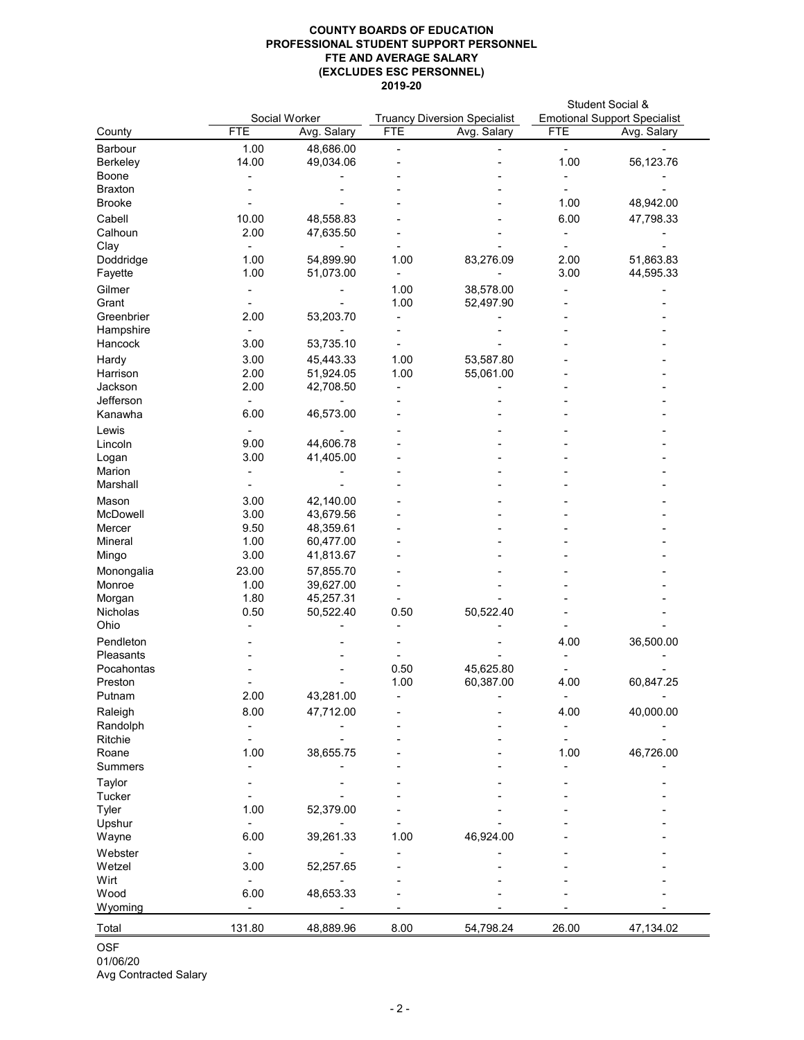**COUNTY BOARDS OF EDUCATION**
**PROFESSIONAL STUDENT SUPPORT PERSONNEL**
**FTE AND AVERAGE SALARY**
**(EXCLUDES ESC PERSONNEL)**
**2019-20**

| County | Social Worker | | Truancy Diversion Specialist | | Student Social & Emotional Support Specialist | |
|---|---|---|---|---|---|---|
| | FTE | Avg. Salary | FTE | Avg. Salary | FTE | Avg. Salary |
| Barbour | 1.00 | 48,686.00 | - | - | - | - |
| Berkeley | 14.00 | 49,034.06 | - | - | 1.00 | 56,123.76 |
| Boone | - | - | - | - | - | - |
| Braxton | - | - | - | - | - | - |
| Brooke | - | - | - | - | 1.00 | 48,942.00 |
| Cabell | 10.00 | 48,558.83 | - | - | 6.00 | 47,798.33 |
| Calhoun | 2.00 | 47,635.50 | - | - | - | - |
| Clay | - | - | - | - | - | - |
| Doddridge | 1.00 | 54,899.90 | 1.00 | 83,276.09 | 2.00 | 51,863.83 |
| Fayette | 1.00 | 51,073.00 | - | - | 3.00 | 44,595.33 |
| Gilmer | - | - | 1.00 | 38,578.00 | - | - |
| Grant | - | - | 1.00 | 52,497.90 | - | - |
| Greenbrier | 2.00 | 53,203.70 | - | - | - | - |
| Hampshire | - | - | - | - | - | - |
| Hancock | 3.00 | 53,735.10 | - | - | - | - |
| Hardy | 3.00 | 45,443.33 | 1.00 | 53,587.80 | - | - |
| Harrison | 2.00 | 51,924.05 | 1.00 | 55,061.00 | - | - |
| Jackson | 2.00 | 42,708.50 | - | - | - | - |
| Jefferson | - | - | - | - | - | - |
| Kanawha | 6.00 | 46,573.00 | - | - | - | - |
| Lewis | - | - | - | - | - | - |
| Lincoln | 9.00 | 44,606.78 | - | - | - | - |
| Logan | 3.00 | 41,405.00 | - | - | - | - |
| Marion | - | - | - | - | - | - |
| Marshall | - | - | - | - | - | - |
| Mason | 3.00 | 42,140.00 | - | - | - | - |
| McDowell | 3.00 | 43,679.56 | - | - | - | - |
| Mercer | 9.50 | 48,359.61 | - | - | - | - |
| Mineral | 1.00 | 60,477.00 | - | - | - | - |
| Mingo | 3.00 | 41,813.67 | - | - | - | - |
| Monongalia | 23.00 | 57,855.70 | - | - | - | - |
| Monroe | 1.00 | 39,627.00 | - | - | - | - |
| Morgan | 1.80 | 45,257.31 | - | - | - | - |
| Nicholas | 0.50 | 50,522.40 | 0.50 | 50,522.40 | - | - |
| Ohio | - | - | - | - | - | - |
| Pendleton | - | - | - | - | 4.00 | 36,500.00 |
| Pleasants | - | - | - | - | - | - |
| Pocahontas | - | - | 0.50 | 45,625.80 | - | - |
| Preston | - | - | 1.00 | 60,387.00 | 4.00 | 60,847.25 |
| Putnam | 2.00 | 43,281.00 | - | - | - | - |
| Raleigh | 8.00 | 47,712.00 | - | - | 4.00 | 40,000.00 |
| Randolph | - | - | - | - | - | - |
| Ritchie | - | - | - | - | - | - |
| Roane | 1.00 | 38,655.75 | - | - | 1.00 | 46,726.00 |
| Summers | - | - | - | - | - | - |
| Taylor | - | - | - | - | - | - |
| Tucker | - | - | - | - | - | - |
| Tyler | 1.00 | 52,379.00 | - | - | - | - |
| Upshur | - | - | - | - | - | - |
| Wayne | 6.00 | 39,261.33 | 1.00 | 46,924.00 | - | - |
| Webster | - | - | - | - | - | - |
| Wetzel | 3.00 | 52,257.65 | - | - | - | - |
| Wirt | - | - | - | - | - | - |
| Wood | 6.00 | 48,653.33 | - | - | - | - |
| Wyoming | - | - | - | - | - | - |
| Total | 131.80 | 48,889.96 | 8.00 | 54,798.24 | 26.00 | 47,134.02 |

OSF
01/06/20
Avg Contracted Salary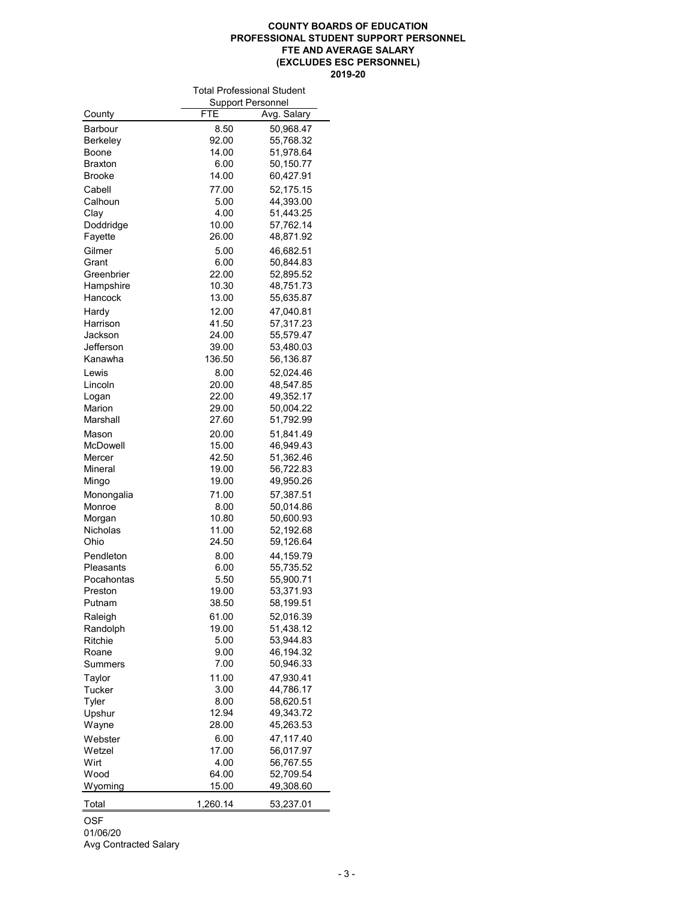**COUNTY BOARDS OF EDUCATION**
**PROFESSIONAL STUDENT SUPPORT PERSONNEL**
**FTE AND AVERAGE SALARY**
**(EXCLUDES ESC PERSONNEL)**
**2019-20**

| | Total Professional Student Support Personnel | |
|---|---|---|
| County | FTE | Avg. Salary |
| Barbour | 8.50 | 50,968.47 |
| Berkeley | 92.00 | 55,768.32 |
| Boone | 14.00 | 51,978.64 |
| Braxton | 6.00 | 50,150.77 |
| Brooke | 14.00 | 60,427.91 |
| Cabell | 77.00 | 52,175.15 |
| Calhoun | 5.00 | 44,393.00 |
| Clay | 4.00 | 51,443.25 |
| Doddridge | 10.00 | 57,762.14 |
| Fayette | 26.00 | 48,871.92 |
| Gilmer | 5.00 | 46,682.51 |
| Grant | 6.00 | 50,844.83 |
| Greenbrier | 22.00 | 52,895.52 |
| Hampshire | 10.30 | 48,751.73 |
| Hancock | 13.00 | 55,635.87 |
| Hardy | 12.00 | 47,040.81 |
| Harrison | 41.50 | 57,317.23 |
| Jackson | 24.00 | 55,579.47 |
| Jefferson | 39.00 | 53,480.03 |
| Kanawha | 136.50 | 56,136.87 |
| Lewis | 8.00 | 52,024.46 |
| Lincoln | 20.00 | 48,547.85 |
| Logan | 22.00 | 49,352.17 |
| Marion | 29.00 | 50,004.22 |
| Marshall | 27.60 | 51,792.99 |
| Mason | 20.00 | 51,841.49 |
| McDowell | 15.00 | 46,949.43 |
| Mercer | 42.50 | 51,362.46 |
| Mineral | 19.00 | 56,722.83 |
| Mingo | 19.00 | 49,950.26 |
| Monongalia | 71.00 | 57,387.51 |
| Monroe | 8.00 | 50,014.86 |
| Morgan | 10.80 | 50,600.93 |
| Nicholas | 11.00 | 52,192.68 |
| Ohio | 24.50 | 59,126.64 |
| Pendleton | 8.00 | 44,159.79 |
| Pleasants | 6.00 | 55,735.52 |
| Pocahontas | 5.50 | 55,900.71 |
| Preston | 19.00 | 53,371.93 |
| Putnam | 38.50 | 58,199.51 |
| Raleigh | 61.00 | 52,016.39 |
| Randolph | 19.00 | 51,438.12 |
| Ritchie | 5.00 | 53,944.83 |
| Roane | 9.00 | 46,194.32 |
| Summers | 7.00 | 50,946.33 |
| Taylor | 11.00 | 47,930.41 |
| Tucker | 3.00 | 44,786.17 |
| Tyler | 8.00 | 58,620.51 |
| Upshur | 12.94 | 49,343.72 |
| Wayne | 28.00 | 45,263.53 |
| Webster | 6.00 | 47,117.40 |
| Wetzel | 17.00 | 56,017.97 |
| Wirt | 4.00 | 56,767.55 |
| Wood | 64.00 | 52,709.54 |
| Wyoming | 15.00 | 49,308.60 |
| Total | 1,260.14 | 53,237.01 |

OSF
01/06/20
Avg Contracted Salary